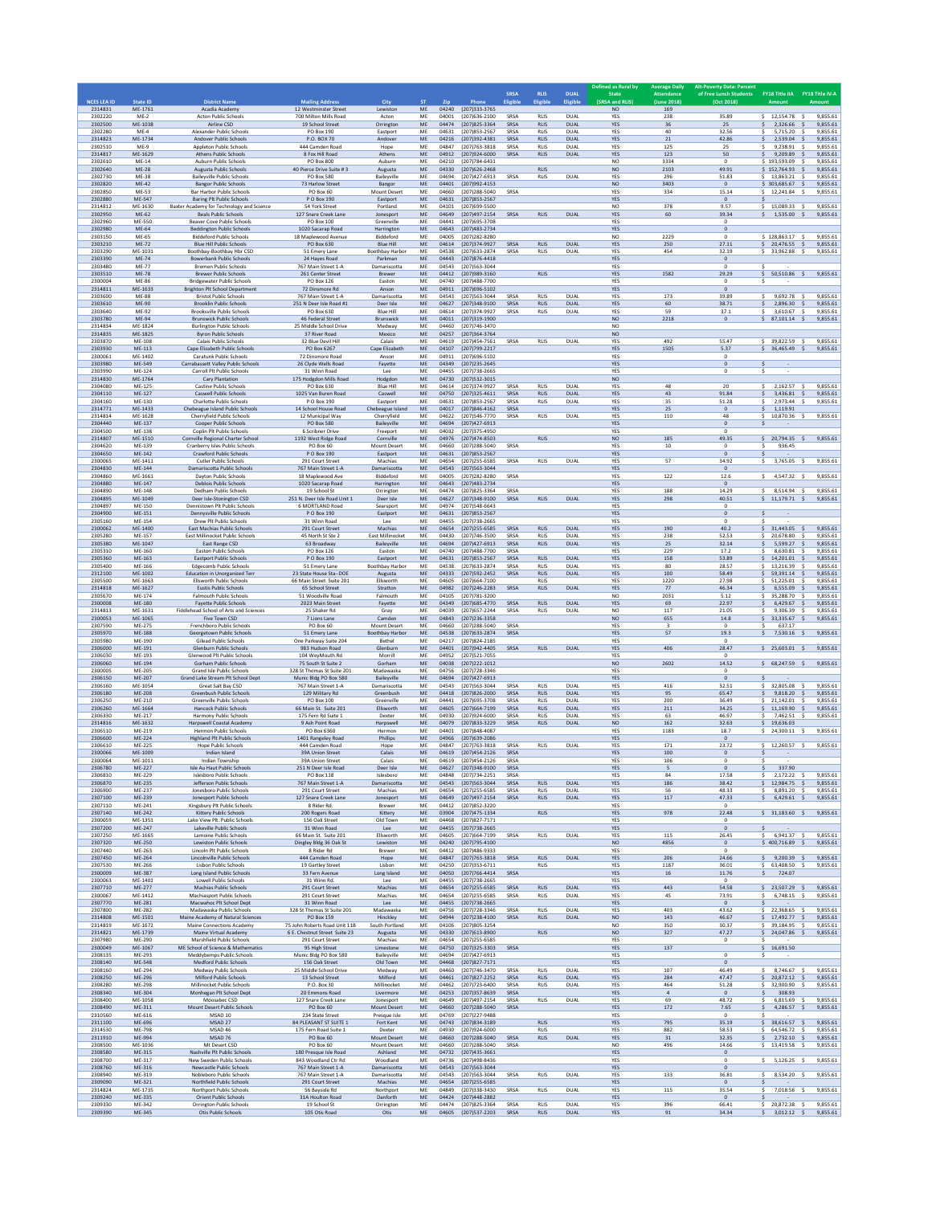| NCES LEA ID | State ID | District Name | Mailing Address | City | ST | Zip | Phone | SRSA Eligible | RLIS Eligible | DUAL Eligible | Defined as Rural by State (SRSA and RLIS) | Average Daily Attendance (June 2018) | Alt-Poverty Data: Percent of Free Lunch Students (Oct 2018) | FY18 Title IIA Amount | FY18 Title IV-A Amount |
|---|---|---|---|---|---|---|---|---|---|---|---|---|---|---|---|
| 2314831 | ME-1761 | Acadia Academy | 12 Westminster Street | Lewiston | ME | 04240 | (207)333-3765 | | | | NO | 169 | | | |
| 2302220 | ME-2 | Acton Public Schools | 700 Milton Mills Road | Acton | ME | 04001 | (207)636-2100 | SRSA | RLIS | DUAL | YES | 238 | 35.89 | $ 12,154.78 | $ 9,855.61 |
| 2302500 | ME-1038 | Airline CSD | 19 School Street | Orrington | ME | 04474 | (207)825-3364 | SRSA | RLIS | DUAL | YES | 36 | 25 | $ 2,326.66 | $ 9,855.61 |
| 2302280 | ME-4 | Alexander Public Schools | PO Box 190 | Eastport | ME | 04631 | (207)853-2567 | SRSA | RLIS | DUAL | YES | 40 | 32.56 | $ 5,715.20 | $ 9,855.61 |
| 2314823 | ME-1734 | Andover Public Schools | P.O. BOX 70 | Andover | ME | 04216 | (207)392-4381 | SRSA | RLIS | DUAL | YES | 21 | 42.86 | $ 2,539.04 | $ 9,855.61 |
| 2302510 | ME-9 | Appleton Public Schools | 444 Camden Road | Hope | ME | 04847 | (207)763-3818 | SRSA | RLIS | DUAL | YES | 125 | 25 | $ 9,238.91 | $ 9,855.61 |
| 2314817 | ME-1629 | Athens Public Schools | 8 Fox Hill Road | Athens | ME | 04912 | (207)924-6000 | SRSA | RLIS | DUAL | YES | 123 | 50 | $ 9,209.89 | $ 9,855.61 |
| 2302610 | ME-14 | Auburn Public Schools | PO Box 800 | Auburn | ME | 04210 | (207)784-6431 | | | | NO | 3334 | 0 | $ 193,593.09 | $ 9,855.61 |
| 2302640 | ME-28 | Augusta Public Schools | 40 Pierce Drive Suite # 3 | Augusta | ME | 04330 | (207)626-2468 | | RLIS | | NO | 2103 | 49.91 | $ 152,764.93 | $ 9,855.61 |
| 2302730 | ME-38 | Baileyville Public Schools | PO Box 40 | Baileyville | ME | 04694 | (207)427-6913 | SRSA | RLIS | DUAL | YES | 296 | 51.83 | $ 13,863.21 | $ 9,855.61 |
| 2302820 | ME-42 | Bangor Public Schools | 73 Harlow Street | Bangor | ME | 04401 | (207)992-4153 | | | | NO | 3403 | 0 | $ 303,685.67 | $ 9,855.61 |
| 2302850 | ME-53 | Bar Harbor Public Schools | PO Box 60 | Mount Desert | ME | 04660 | (207)288-5040 | SRSA | | | YES | 334 | 15.14 | $ 12,241.84 | $ 9,855.61 |
| 2302880 | ME-547 | Baring Plt Public Schools | P O Box 190 | Eastport | ME | 04631 | (207)853-2567 | | | | YES | | 0 | $ - | |
| 2314812 | ME-1630 | Baxter Academy for Technology and Science | 54 York Street | Portland | ME | 04101 | (207)699-5500 | | | | NO | 378 | 9.57 | $ 15,089.33 | $ 9,855.61 |
| 2302950 | ME-62 | Beals Public Schools | 127 Snare Creek Lane | Jonesport | ME | 04649 | (207)497-2154 | SRSA | RLIS | DUAL | YES | 60 | 39.34 | $ 1,535.00 | $ 9,855.61 |
| 2302960 | ME-550 | Beaver Cove Public Schools | PO Box 100 | Greenville | ME | 04441 | (207)695-3708 | | | | YES | | 0 | | |
| 2302980 | ME-64 | Beddington Public Schools | 1020 Sacarap Road | Harrington | ME | 04643 | (207)483-2734 | | | | YES | | 0 | | |
| 2303150 | ME-65 | Biddeford Public Schools | 18 Maplewood Avenue | Biddeford | ME | 04005 | (207)282-8280 | | | | NO | 2229 | 0 | $ 128,863.17 | $ 9,855.61 |
| 2303210 | ME-72 | Blue Hill Public Schools | PO Box 630 | Blue Hill | ME | 04614 | (207)374-9927 | SRSA | RLIS | DUAL | YES | 250 | 27.11 | $ 20,476.55 | $ 9,855.61 |
| 2303290 | ME-1031 | Boothbay-Boothbay Hbr CSD | 51 Emery Lane | Boothbay Harbor | ME | 04538 | (207)633-2874 | SRSA | RLIS | DUAL | YES | 454 | 32.19 | $ 33,962.88 | $ 9,855.61 |
| 2303390 | ME-74 | Bowerbank Public Schools | 24 Hayes Road | Parkman | ME | 04443 | (207)876-4418 | | | | YES | | 0 | | |
| 2303480 | ME-77 | Bremen Public Schools | 767 Main Street 1-A | Damariscotta | ME | 04543 | (207)563-3044 | | | | YES | | 0 | $ - | |
| 2303510 | ME-78 | Brewer Public Schools | 261 Center Street | Brewer | ME | 04412 | (207)989-3160 | | RLIS | | YES | 1582 | 29.29 | $ 50,510.86 | $ 9,855.61 |
| 2300004 | ME-86 | Bridgewater Public Schools | PO Box 126 | Easton | ME | 04740 | (207)488-7700 | | | | YES | | 0 | $ - | |
| 2314811 | ME-1633 | Brighton Plt School Department | 72 Dinsmore Rd | Anson | ME | 04911 | (207)696-5102 | | | | YES | | 0 | | |
| 2303600 | ME-88 | Bristol Public Schools | 767 Main Street 1-A | Damariscotta | ME | 04543 | (207)563-3044 | SRSA | RLIS | DUAL | YES | 173 | 39.89 | $ 9,692.78 | $ 9,855.61 |
| 2303610 | ME-90 | Brooklin Public Schools | 251 N Deer Isle Road #1 | Deer Isle | ME | 04627 | (207)348-9100 | SRSA | RLIS | DUAL | YES | 60 | 38.71 | $ 2,896.30 | $ 9,855.61 |
| 2303640 | ME-92 | Brooksville Public Schools | PO Box 630 | Blue Hill | ME | 04614 | (207)374-9927 | SRSA | RLIS | DUAL | YES | 59 | 37.1 | $ 3,610.67 | $ 9,855.61 |
| 2303780 | ME-94 | Brunswick Public Schools | 46 Federal Street | Brunswick | ME | 04011 | (207)319-1900 | | | | NO | 2218 | 0 | $ 87,101.14 | $ 9,855.61 |
| 2314834 | ME-1824 | Burlington Public Schools | 25 Middle School Drive | Medway | ME | 04460 | (207)746-3470 | | | | NO | | | | |
| 2314835 | ME-1825 | Byron Public Schools | 37 River Road | Mexico | ME | 04257 | (207)364-3764 | | | | NO | | | | |
| 2303870 | ME-108 | Calais Public Schools | 32 Blue Devil Hill | Calais | ME | 04619 | (207)454-7561 | SRSA | RLIS | DUAL | YES | 492 | 55.47 | $ 39,822.59 | $ 9,855.61 |
| 2303930 | ME-113 | Cape Elizabeth Public Schools | PO Box 6267 | Cape Elizabeth | ME | 04107 | (207)799-2217 | | | | YES | 1505 | 5.37 | $ 36,465.49 | $ 9,855.61 |
| 2300061 | ME-1402 | Caratunk Public Schools | 72 Dinsmore Road | Anson | ME | 04911 | (207)696-5102 | | | | YES | | 0 | | |
| 2303980 | ME-549 | Carrabassett Valley Public Schools | 26 Clyde Wells Road | Fayette | ME | 04349 | (207)235-2645 | | | | YES | | 0 | $ - | |
| 2303990 | ME-124 | Carroll Plt Public Schools | 31 Winn Road | Lee | ME | 04455 | (207)738-2665 | | | | YES | | 0 | $ - | |
| 2314830 | ME-1764 | Cary Plantation | 175 Hodgdon Mills Road | Hodgdon | ME | 04730 | (207)532-3015 | | | | NO | | | | |
| 2304080 | ME-125 | Castine Public Schools | PO Box 630 | Blue Hill | ME | 04614 | (207)374-9927 | SRSA | RLIS | DUAL | YES | 48 | 20 | $ 2,162.57 | $ 9,855.61 |
| 2304110 | ME-127 | Caswell Public Schools | 1025 Van Buren Road | Caswell | ME | 04750 | (207)325-4611 | SRSA | RLIS | DUAL | YES | 43 | 91.84 | $ 3,436.81 | $ 9,855.61 |
| 2304160 | ME-130 | Charlotte Public Schools | P O Box 190 | Eastport | ME | 04631 | (207)853-2567 | SRSA | RLIS | DUAL | YES | 35 | 51.28 | $ 2,973.44 | $ 9,855.61 |
| 2314771 | ME-1433 | Chebeague Island Public Schools | 14 School House Road | Chebeague Island | ME | 04017 | (207)846-4162 | SRSA | | | YES | 25 | 0 | $ 1,119.91 | |
| 2314814 | ME-1628 | Cherryfield Public Schools | 12 Municipal Way | Cherryfield | ME | 04622 | (207)546-7770 | SRSA | RLIS | DUAL | YES | 110 | 48 | $ 10,870.36 | $ 9,855.61 |
| 2304440 | ME-137 | Cooper Public Schools | PO Box 580 | Baileyville | ME | 04694 | (207)427-6913 | | | | YES | | 0 | | |
| 2304500 | ME-138 | Coplin Plt Public Schools | 6 Scribner Drive | Freeport | ME | 04032 | (207)375-4950 | | | | YES | | 0 | | |
| 2314807 | ME-1510 | Cornville Regional Charter School | 1192 West Ridge Road | Cornville | ME | 04976 | (207)474-8503 | | RLIS | | NO | 185 | 49.35 | $ 20,794.35 | $ 9,855.61 |
| 2304620 | ME-139 | Cranberry Isles Public Schools | PO Box 60 | Mount Desert | ME | 04660 | (207)288-5040 | SRSA | | | YES | 10 | 0 | $ 936.45 | |
| 2304650 | ME-142 | Crawford Public Schools | P O Box 190 | Eastport | ME | 04631 | (207)853-2567 | | | | YES | | 0 | $ - | |
| 2300065 | ME-1411 | Cutler Public Schools | 291 Court Street | Machias | ME | 04654 | (207)255-6585 | SRSA | RLIS | DUAL | YES | 57 | 34.92 | $ 3,765.05 | $ 9,855.61 |
| 2304830 | ME-144 | Damariscotta Public Schools | 767 Main Street 1-A | Damariscotta | ME | 04543 | (207)563-3044 | | | | YES | | 0 | | |
| 2304860 | ME-1661 | Dayton Public Schools | 18 Maplewood Ave | Biddeford | ME | 04005 | (207)282-8280 | SRSA | | | YES | 122 | 12.6 | $ 4,547.32 | $ 9,855.61 |
| 2304880 | ME-147 | Deblois Public Schools | 1020 Sacarap Road | Harrington | ME | 04643 | (207)483-2734 | | | | YES | | 0 | | |
| 2304890 | ME-148 | Dedham Public Schools | 19 School St | Orrington | ME | 04474 | (207)825-3364 | SRSA | | | YES | 188 | 14.29 | $ 8,514.94 | $ 9,855.61 |
| 2304895 | ME-1049 | Deer Isle-Stonington CSD | 251 N. Deer Isle Road Unit 1 | Deer Isle | ME | 04627 | (207)348-9100 | SRSA | RLIS | DUAL | YES | 298 | 40.51 | $ 11,179.71 | $ 9,855.61 |
| 2304897 | ME-150 | Dennistown Plt Public Schools | 6 MORTLAND Road | Searsport | ME | 04974 | (207)548-6643 | | | | YES | | 0 | | |
| 2304900 | ME-151 | Dennysville Public Schools | P O Box 190 | Eastport | ME | 04631 | (207)853-2567 | | | | YES | | 0 | $ - | |
| 2305160 | ME-154 | Drew Plt Public Schools | 31 Winn Road | Lee | ME | 04455 | (207)738-2665 | | | | YES | | 0 | $ - | |
| 2300062 | ME-1400 | East Machias Public Schools | 291 Court Street | Machias | ME | 04654 | (207)255-6585 | SRSA | RLIS | DUAL | YES | 190 | 40.2 | $ 31,443.05 | $ 9,855.61 |
| 2305280 | ME-157 | East Millinocket Public Schools | 45 North St Ste 2 | East Millinocket | ME | 04430 | (207)746-3500 | SRSA | RLIS | DUAL | YES | 238 | 52.53 | $ 20,678.80 | $ 9,855.61 |
| 2305380 | ME-1047 | East Range CSD | 63 Broadway | Baileyville | ME | 04694 | (207)427-6913 | SRSA | RLIS | DUAL | YES | 25 | 32.14 | $ 5,599.27 | $ 9,855.61 |
| 2305310 | ME-160 | Easton Public Schools | PO Box 126 | Easton | ME | 04740 | (207)488-7700 | SRSA | | | YES | 229 | 17.2 | $ 8,630.81 | $ 9,855.61 |
| 2305360 | ME-163 | Eastport Public Schools | P O Box 190 | Eastport | ME | 04631 | (207)853-2567 | SRSA | RLIS | DUAL | YES | 158 | 53.89 | $ 14,201.01 | $ 9,855.61 |
| 2305400 | ME-166 | Edgecomb Public Schools | 51 Emery Lane | Boothbay Harbor | ME | 04538 | (207)633-2874 | SRSA | RLIS | DUAL | YES | 80 | 28.57 | $ 13,216.39 | $ 9,855.61 |
| 2312100 | ME-1002 | Education in Unorganized Terr | 23 State House Sta--DOE | Augusta | ME | 04333 | (207)592-2452 | SRSA | RLIS | DUAL | YES | 100 | 58.49 | $ 59,391.14 | $ 9,855.61 |
| 2305500 | ME-1663 | Ellsworth Public Schools | 66 Main Street Suite 201 | Ellsworth | ME | 04605 | (207)664-7100 | | RLIS | | YES | 1220 | 27.98 | $ 51,225.01 | $ 9,855.61 |
| 2314818 | ME-1627 | Eustis Public Schools | 65 School Street | Stratton | ME | 04982 | (207)246-2283 | SRSA | RLIS | DUAL | YES | 77 | 46.34 | $ 6,555.09 | $ 9,855.61 |
| 2305670 | ME-174 | Falmouth Public Schools | 51 Woodville Road | Falmouth | ME | 04105 | (207)781-3200 | | | | NO | 2031 | 5.12 | $ 35,288.70 | $ 9,855.61 |
| 2300008 | ME-180 | Fayette Public Schools | 2023 Main Street | Fayette | ME | 04349 | (207)685-4770 | SRSA | RLIS | DUAL | YES | 69 | 22.97 | $ 6,429.67 | $ 9,855.61 |
| 2314813 | ME-1631 | Fiddlehead School of Arts and Sciences | 25 Shaker Rd | Gray | ME | 04039 | (207)657-2244 | SRSA | RLIS | DUAL | NO | 117 | 21.05 | $ 9,306.39 | $ 9,855.61 |
| 2300053 | ME-1065 | Five Town CSD | 7 Lions Lane | Camden | ME | 04843 | (207)236-3358 | | | | NO | 655 | 14.8 | $ 33,335.67 | $ 9,855.61 |
| 2307590 | ME-275 | Frenchboro Public Schools | PO Box 60 | Mount Desert | ME | 04660 | (207)288-5040 | SRSA | | | YES | 3 | 0 | $ 637.17 | |
| 2305970 | ME-188 | Georgetown Public Schools | 51 Emery Lane | Boothbay Harbor | ME | 04538 | (207)633-2874 | SRSA | | | YES | 57 | 19.3 | $ 7,530.16 | $ 9,855.61 |
| 2305980 | ME-190 | Gilead Public Schools | One Parkway Suite 204 | Bethel | ME | 04217 | (207)824-2185 | | | | YES | | 0 | | |
| 2306000 | ME-191 | Glenburn Public Schools | 983 Hudson Road | Glenburn | ME | 04401 | (207)942-4405 | SRSA | RLIS | DUAL | YES | 406 | 28.47 | $ 25,603.01 | $ 9,855.61 |
| 2306030 | ME-193 | Glenwood Plt Public Schools | 104 WeyMouth Rd | Morrill | ME | 04952 | (207)521-7055 | | | | YES | | 0 | | |
| 2306060 | ME-194 | Gorham Public Schools | 75 South St Suite 2 | Gorham | ME | 04038 | (207)222-1012 | | | | NO | 2602 | 14.52 | $ 68,247.59 | $ 9,855.61 |
| 2300005 | ME-205 | Grand Isle Public Schools | 328 St Thomas St Suite 201 | Madawaska | ME | 04756 | (207)728-3346 | | | | YES | | 0 | | |
| 2306150 | ME-207 | Grand Lake Stream Plt School Dept | Munic Bldg PO Box 580 | Baileyville | ME | 04694 | (207)427-6913 | | | | YES | | 0 | $ - | |
| 2306160 | ME-1054 | Great Salt Bay CSD | 767 Main Street 1-A | Damariscotta | ME | 04543 | (207)563-3044 | SRSA | RLIS | DUAL | YES | 416 | 32.51 | $ 32,805.08 | $ 9,855.61 |
| 2306180 | ME-208 | Greenbush Public Schools | 129 Military Rd | Greenbush | ME | 04418 | (207)826-2000 | SRSA | RLIS | DUAL | YES | 95 | 65.47 | $ 9,818.20 | $ 9,855.61 |
| 2306250 | ME-210 | Greenville Public Schools | PO Box 100 | Greenville | ME | 04441 | (207)695-3708 | SRSA | RLIS | DUAL | YES | 200 | 36.49 | $ 21,142.01 | $ 9,855.61 |
| 2306260 | ME-1664 | Hancock Public Schools | 66 Main St. Suite 201 | Ellsworth | ME | 04605 | (207)664-7199 | SRSA | RLIS | DUAL | YES | 211 | 34.25 | $ 11,169.90 | $ 9,855.61 |
| 2306330 | ME-217 | Harmony Public Schools | 175 Fern Rd Suite 1 | Dexter | ME | 04930 | (207)924-6000 | SRSA | RLIS | DUAL | YES | 63 | 46.97 | $ 7,462.51 | $ 9,855.61 |
| 2314816 | ME-1632 | Harpswell Coastal Academy | 9 Ash Point Road | Harpswell | ME | 04079 | (207)833-3229 | SRSA | RLIS | DUAL | NO | 162 | 32.63 | $ 19,636.03 | |
| 2306510 | ME-219 | Hermon Public Schools | PO Box 6360 | Hermon | ME | 04401 | (207)848-4087 | | | | YES | 1183 | 18.7 | $ 24,300.11 | $ 9,855.61 |
| 2306600 | ME-224 | Highland Plt Public Schools | 1401 Rangeley Road | Phillips | ME | 04966 | (207)639-2086 | | | | YES | | 0 | | |
| 2306610 | ME-225 | Hope Public Schools | 444 Camden Road | Hope | ME | 04847 | (207)763-3818 | SRSA | RLIS | DUAL | YES | 171 | 23.72 | $ 12,260.57 | $ 9,855.61 |
| 2300066 | ME-1009 | Indian Island | 39A Union Street | Calais | ME | 04619 | (207)454-2126 | SRSA | | | YES | 100 | 0 | $ - | |
| 2300064 | ME-1011 | Indian Township | 39A Union Street | Calais | ME | 04619 | (207)454-2126 | SRSA | | | YES | 106 | 0 | $ - | |
| 2306780 | ME-227 | Isle Au Haut Public Schools | 251 N Deer Isle Road | Deer Isle | ME | 04627 | (207)348-9100 | SRSA | | | YES | 5 | 0 | $ 337.90 | |
| 2306810 | ME-229 | Islesboro Public Schools | PO Box 118 | Islesboro | ME | 04848 | (207)734-2251 | SRSA | | | YES | 84 | 17.58 | $ 2,172.22 | $ 9,855.61 |
| 2306870 | ME-235 | Jefferson Public Schools | 767 Main Street 1-A | Damariscotta | ME | 04543 | (207)563-3044 | SRSA | RLIS | DUAL | YES | 186 | 38.42 | $ 12,984.75 | $ 9,855.61 |
| 2306900 | ME-237 | Jonesboro Public Schools | 291 Court Street | Machias | ME | 04654 | (207)255-6585 | SRSA | RLIS | DUAL | YES | 56 | 48.33 | $ 8,891.20 | $ 9,855.61 |
| 2307100 | ME-239 | Jonesport Public Schools | 127 Snare Creek Lane | Jonesport | ME | 04649 | (207)497-2154 | SRSA | RLIS | DUAL | YES | 117 | 47.33 | $ 6,429.61 | $ 9,855.61 |
| 2307110 | ME-241 | Kingsbury Plt Public Schools | 8 Rider Rd. | Brewer | ME | 04412 | (207)852-3220 | | | | YES | | 0 | | |
| 2307140 | ME-242 | Kittery Public Schools | 200 Rogers Road | Kittery | ME | 03904 | (207)475-1334 | | RLIS | | YES | 978 | 22.48 | $ 31,183.60 | $ 9,855.61 |
| 2300059 | ME-1351 | Lake View Plt. Public Schools | 156 Oak Street | Old Town | ME | 04468 | (207)827-7171 | | | | YES | | 0 | | |
| 2307200 | ME-247 | Lakeville Public Schools | 31 Winn Road | Lee | ME | 04455 | (207)738-2665 | | | | YES | | 0 | $ - | |
| 2307250 | ME-1665 | Lamoine Public Schools | 66 Main St. Suite 201 | Ellsworth | ME | 04605 | (207)664-7199 | SRSA | RLIS | DUAL | YES | 115 | 26.45 | $ 6,941.37 | $ 9,855.61 |
| 2307320 | ME-250 | Lewiston Public Schools | Dingley Bldg 36 Oak St | Lewiston | ME | 04240 | (207)795-4100 | | | | NO | 4856 | 0 | $ 400,716.89 | $ 9,855.61 |
| 2307440 | ME-263 | Lincoln Plt Public Schools | 8 Rider Rd | Brewer | ME | 04412 | (207)486-9333 | | | | YES | | 0 | | |
| 2307450 | ME-264 | Lincolnville Public Schools | 444 Camden Road | Hope | ME | 04847 | (207)763-3818 | SRSA | RLIS | DUAL | YES | 206 | 24.66 | $ 9,200.39 | $ 9,855.61 |
| 2307530 | ME-266 | Lisbon Public Schools | 19 Gartley Street | Lisbon | ME | 04250 | (207)353-6711 | | RLIS | | YES | 1187 | 36.01 | $ 63,408.50 | $ 9,855.61 |
| 2300009 | ME-387 | Long Island Public Schools | 33 Fern Avenue | Long Island | ME | 04050 | (207)766-4414 | SRSA | | | YES | 16 | 11.76 | $ 724.07 | |
| 2300063 | ME-1401 | Lowell Public Schools | 31 Winn Rd. | Lee | ME | 04455 | (207)738-2665 | | | | YES | | 0 | | |
| 2307710 | ME-277 | Machias Public Schools | 291 Court Street | Machias | ME | 04654 | (207)255-6585 | SRSA | RLIS | DUAL | YES | 443 | 54.58 | $ 23,507.29 | $ 9,855.61 |
| 2300067 | ME-1412 | Machiasport Public Schools | 291 Court Street | Machias | ME | 04654 | (207)255-6585 | SRSA | RLIS | DUAL | YES | 45 | 73.91 | $ 6,748.15 | $ 9,855.61 |
| 2307770 | ME-281 | Macwahoc Plt School Dept | 31 Winn Road | Lee | ME | 04455 | (207)738-2665 | | | | YES | | 0 | $ - | |
| 2307800 | ME-282 | Madawaska Public Schools | 328 St Thomas St Suite 201 | Madawaska | ME | 04756 | (207)728-3346 | SRSA | RLIS | DUAL | YES | 403 | 43.62 | $ 22,368.65 | $ 9,855.61 |
| 2314808 | ME-1501 | Maine Academy of Natural Sciences | PO Box 159 | Hinckley | ME | 04944 | (207)238-4100 | SRSA | RLIS | DUAL | NO | 143 | 46.67 | $ 17,492.77 | $ 9,855.61 |
| 2314819 | ME-1672 | Maine Connections Academy | 75 John Roberts Road Unit 11B | South Portland | ME | 04106 | (207)805-3254 | | | | NO | 350 | 30.37 | $ 39,184.95 | $ 9,855.61 |
| 2314821 | ME-1739 | Maine Virtual Academy | 6 E. Chestnut Street Suite 23 | Augusta | ME | 04330 | (207)613-8900 | | RLIS | | NO | 327 | 47.27 | $ 24,047.86 | $ 9,855.61 |
| 2307980 | ME-290 | Marshfield Public Schools | 291 Court Street | Machias | ME | 04654 | (207)255-6585 | | | | YES | | 0 | $ - | |
| 2300049 | ME-1067 | ME School of Science & Mathematics | 95 High Street | Limestone | ME | 04750 | (207)325-3303 | SRSA | | | YES | 137 | | $ 16,691.50 | |
| 2308135 | ME-293 | Meddybemps Public Schools | Munic Bldg PO Box 580 | Baileyville | ME | 04694 | (207)427-6913 | | | | YES | | 0 | $ - | |
| 2308140 | ME-548 | Medford Public Schools | 156 Oak Street | Old Town | ME | 04468 | (207)827-7171 | | | | YES | | 0 | | |
| 2308160 | ME-294 | Medway Public Schools | 25 Middle School Drive | Medway | ME | 04460 | (207)746-3470 | SRSA | RLIS | DUAL | YES | 107 | 46.49 | $ 8,746.67 | $ 9,855.61 |
| 2308250 | ME-296 | Milford Public Schools | 13 School Street | Milford | ME | 04461 | (207)827-2252 | SRSA | RLIS | DUAL | YES | 284 | 47.47 | $ 20,872.12 | $ 9,855.61 |
| 2308280 | ME-298 | Millinocket Public Schools | P.O. Box 30 | Millinocket | ME | 04462 | (207)723-6400 | SRSA | RLIS | DUAL | YES | 464 | 51.28 | $ 32,900.90 | $ 9,855.61 |
| 2308340 | ME-304 | Monhegan Plt School Dept | 20 Emmons Road | Livermore | ME | 04253 | (207)357-8639 | SRSA | | | YES | 4 | 0 | $ 308.93 | |
| 2308400 | ME-1058 | Moosabec CSD | 127 Snare Creek Lane | Jonesport | ME | 04649 | (207)497-2154 | SRSA | RLIS | DUAL | YES | 69 | 48.72 | $ 6,815.69 | $ 9,855.61 |
| 2308490 | ME-311 | Mount Desert Public Schools | PO Box 60 | Mount Desert | ME | 04660 | (207)288-5040 | SRSA | | | YES | 172 | 7.65 | $ 4,286.57 | $ 9,855.61 |
| 2310560 | ME-616 | MSAD 10 | 234 State Street | Presque Isle | ME | 04769 | (207)227-9488 | | | | YES | | 0 | $ - | |
| 2311100 | ME-696 | MSAD 27 | 84 PLEASANT ST SUITE 1 | Fort Kent | ME | 04743 | (207)834-3189 | | RLIS | | YES | 795 | 35.19 | $ 38,616.57 | $ 9,855.61 |
| 2314530 | ME-798 | MSAD 46 | 175 Fern Road Suite 1 | Dexter | ME | 04930 | (207)924-6000 | | RLIS | | YES | 882 | 58.53 | $ 64,546.72 | $ 9,855.61 |
| 2311910 | ME-994 | MSAD 76 | PO Box 60 | Mount Desert | ME | 04660 | (207)288-5040 | SRSA | RLIS | DUAL | YES | 31 | 32.35 | $ 2,732.10 | $ 9,855.61 |
| 2308500 | ME-1036 | Mt Desert CSD | PO Box 60 | Mount Desert | ME | 04660 | (207)288-5040 | SRSA | | | NO | 496 | 14.66 | $ 13,419.58 | $ 9,855.61 |
| 2308580 | ME-315 | Nashville Plt Public Schools | 180 Presque Isle Road | Ashland | ME | 04732 | (207)435-3661 | | | | YES | | 0 | | |
| 2308700 | ME-316 | New Sweden Public Schools | 843 Woodland Ctr Rd | Woodland | ME | 04736 | (207)498-8436 | | | | YES | | 0 | $ 5,126.25 | $ 9,855.61 |
| 2308760 | ME-316 | Newcastle Public Schools | 767 Main Street 1-A | Damariscotta | ME | 04543 | (207)563-3044 | | | | YES | | 0 | | |
| 2308940 | ME-319 | Nobleboro Public Schools | 767 Main Street 1-A | Damariscotta | ME | 04543 | (207)563-3044 | SRSA | RLIS | DUAL | YES | 133 | 36.81 | $ 8,534.20 | $ 9,855.61 |
| 2309090 | ME-321 | Northfield Public Schools | 291 Court Street | Machias | ME | 04654 | (207)255-6585 | | | | YES | | 0 | $ - | |
| 2314824 | ME-1735 | Northport Public Schools | 56 Bayside Rd | Northport | ME | 04849 | (207)338-3430 | SRSA | RLIS | DUAL | YES | 115 | 35.54 | $ 7,018.56 | $ 9,855.61 |
| 2309240 | ME-335 | Orient Public Schools | 31A Houlton Road | Danforth | ME | 04424 | (207)448-2882 | | | | YES | | 0 | $ - | |
| 2309330 | ME-342 | Orrington Public Schools | 19 School St | Orrington | ME | 04474 | (207)825-3364 | SRSA | RLIS | DUAL | YES | 396 | 66.41 | $ 20,872.38 | $ 9,855.61 |
| 2309390 | ME-345 | Otis Public Schools | 105 Otis Road | Otis | ME | 04605 | (207)537-2203 | SRSA | RLIS | DUAL | YES | 91 | 34.34 | $ 3,012.12 | $ 9,855.61 |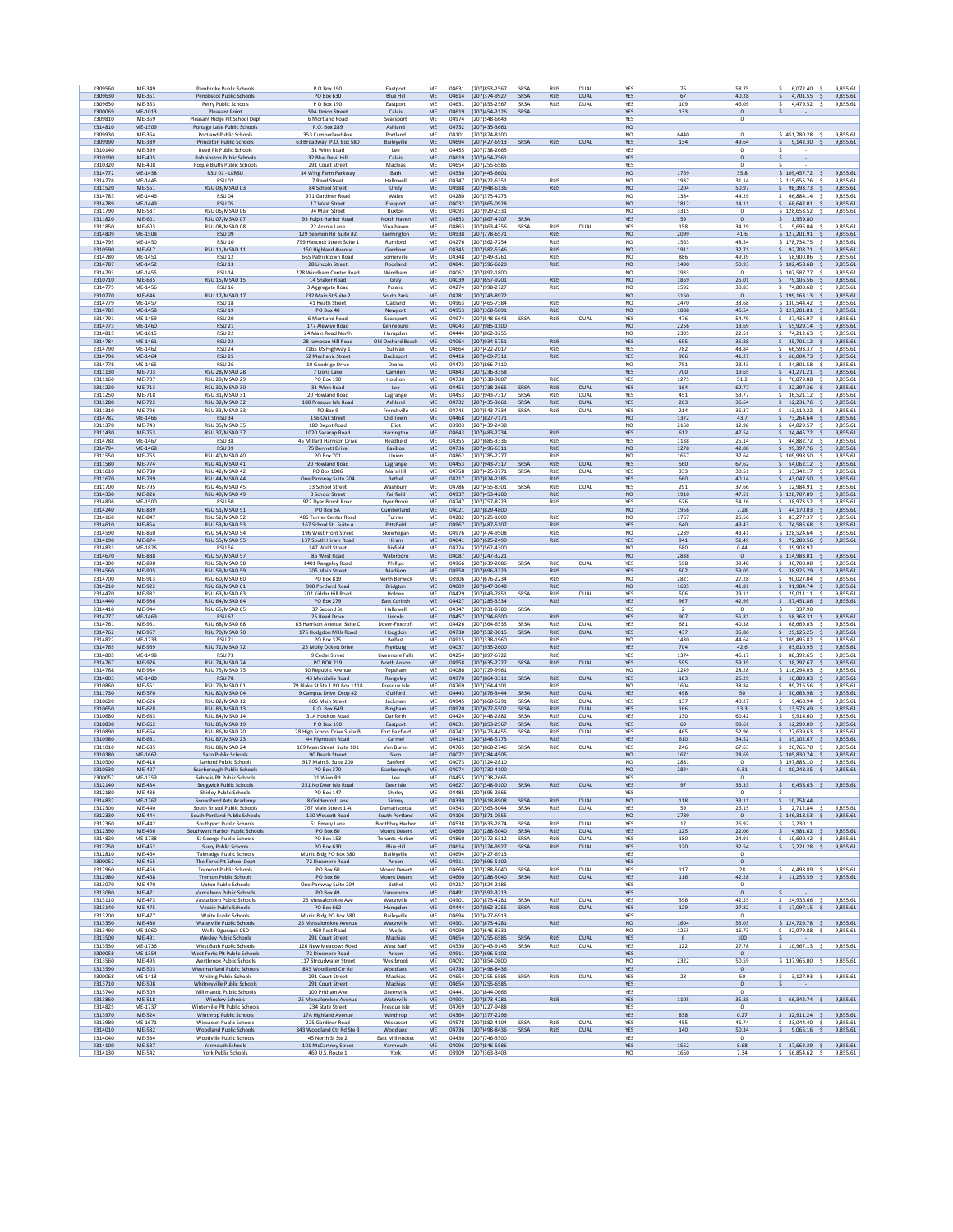| | | | | | | | | | | | | | | | |
|---|---|---|---|---|---|---|---|---|---|---|---|---|---|---|---|
| 2309560 | ME-349 | Pembroke Public Schools | P O Box 190 | Eastport | ME | 04631 | (207)853-2567 | SRSA | RLIS | DUAL | YES | 76 | 58.75 | $ 6,072.40 | $ 9,855.61 |
| 2309630 | ME-351 | Penobscot Public Schools | PO Box 630 | Blue Hill | ME | 04614 | (207)374-9927 | SRSA | RLIS | DUAL | YES | 67 | 40.28 | $ 4,701.55 | $ 9,855.61 |
| 2309650 | ME-353 | Perry Public Schools | P O Box 190 | Eastport | ME | 04631 | (207)853-2567 | SRSA | RLIS | DUAL | YES | 109 | 46.09 | $ 4,479.52 | $ 9,855.61 |
| 2300069 | ME-1013 | Pleasant Point | 39A Union Street | Calais | ME | 04619 | (207)454-2126 | SRSA | | | YES | 133 | 0 | $ - | |
| 2309810 | ME-359 | Pleasant Ridge Plt School Dept | 6 Mortland Road | Searsport | ME | 04974 | (207)548-6643 | | | | YES | | 0 | | |
| 2314810 | ME-1509 | Portage Lake Public Schools | P.O. Box 289 | Ashland | ME | 04732 | (207)435-3661 | | | | NO | | | | |
| 2309930 | ME-364 | Portland Public Schools | 353 Cumberland Ave | Portland | ME | 04101 | (207)874-8100 | | | | NO | 6440 | 0 | $ 451,780.28 | $ 9,855.61 |
| 2309990 | ME-389 | Princeton Public Schools | 63 Broadway P.O. Box 580 | Baileyville | ME | 04694 | (207)427-6913 | SRSA | RLIS | DUAL | YES | 134 | 49.64 | $ 9,142.30 | $ 9,855.61 |
| 2310140 | ME-399 | Reed Plt Public Schools | 31 Winn Road | Lee | ME | 04455 | (207)738-2665 | | | | YES | | 0 | $ - | |
| 2310190 | ME-405 | Robbinston Public Schools | 32 Blue Devil Hill | Calais | ME | 04619 | (207)454-7561 | | | | YES | | 0 | $ - | |
| 2310320 | ME-408 | Roque Bluffs Public Schools | 291 Court Street | Machias | ME | 04654 | (207)255-6585 | | | | YES | | 0 | $ - | |
| 2314772 | ME-1438 | RSU 01 - LKRSU | 34 Wing Farm Parkway | Bath | ME | 04530 | (207)443-6601 | | | | NO | 1769 | 35.8 | $ 109,457.72 | $ 9,855.61 |
| 2314776 | ME-1445 | RSU 02 | 7 Reed Street | Hallowell | ME | 04347 | (207)622-6351 | | RLIS | | NO | 1937 | 31.14 | $ 115,655.76 | $ 9,855.61 |
| 2311520 | ME-561 | RSU 03/MSAD 03 | 84 School Street | Unity | ME | 04988 | (207)948-6136 | | RLIS | | NO | 1204 | 50.97 | $ 98,393.73 | $ 9,855.61 |
| 2314783 | ME-1446 | RSU 04 | 971 Gardiner Road | Wales | ME | 04280 | (207)375-4273 | | RLIS | | NO | 1334 | 44.29 | $ 66,884.14 | $ 9,855.61 |
| 2314789 | ME-1449 | RSU 05 | 17 West Street | Freeport | ME | 04032 | (207)865-0928 | | RLIS | | NO | 1812 | 14.11 | $ 68,642.01 | $ 9,855.61 |
| 2311790 | ME-587 | RSU 06/MSAD 06 | 94 Main Street | Buxton | ME | 04093 | (207)929-2331 | | | | NO | 3315 | 0 | $ 128,653.52 | $ 9,855.61 |
| 2311820 | ME-601 | RSU 07/MSAD 07 | 93 Pulpit Harbor Road | North Haven | ME | 04853 | (207)867-4707 | SRSA | | | YES | 59 | 0 | $ 1,959.80 | |
| 2311850 | ME-603 | RSU 08/MSAD 08 | 22 Arcola Lane | Vinalhaven | ME | 04863 | (207)863-4356 | SRSA | RLIS | DUAL | YES | 158 | 34.29 | $ 5,696.04 | $ 9,855.61 |
| 2314809 | ME-1508 | RSU 09 | 129 Seamon Rd Suite #2 | Farmington | ME | 04938 | (207)778-6571 | | RLIS | | NO | 2099 | 41.6 | $ 127,201.91 | $ 9,855.61 |
| 2314795 | ME-1450 | RSU 10 | 799 Hancock Street Suite 1 | Rumford | ME | 04276 | (207)562-7254 | | RLIS | | NO | 1563 | 48.54 | $ 178,734.75 | $ 9,855.61 |
| 2310590 | ME-617 | RSU 11/MSAD 11 | 150 Highland Avenue | Gardiner | ME | 04345 | (207)582-5346 | | RLIS | | NO | 1911 | 32.71 | $ 92,708.71 | $ 9,855.61 |
| 2314780 | ME-1451 | RSU 12 | 665 Patricktown Road | Somerville | ME | 04348 | (207)549-3261 | | RLIS | | NO | 886 | 49.39 | $ 58,900.06 | $ 9,855.61 |
| 2314787 | ME-1452 | RSU 13 | 28 Lincoln Street | Rockland | ME | 04841 | (207)596-6620 | | RLIS | | NO | 1490 | 50.93 | $ 102,458.68 | $ 9,855.61 |
| 2314793 | ME-1455 | RSU 14 | 228 Windham Center Road | Windham | ME | 04062 | (207)892-1800 | | | | NO | 2933 | 0 | $ 107,587.77 | $ 9,855.61 |
| 2310710 | ME-635 | RSU 15/MSAD 15 | 14 Shaker Road | Gray | ME | 04039 | (207)657-9201 | | RLIS | | NO | 1859 | 25.01 | $ 79,106.56 | $ 9,855.61 |
| 2314775 | ME-1456 | RSU 16 | 3 Aggregate Road | Poland | ME | 04274 | (207)998-2727 | | RLIS | | NO | 1592 | 30.83 | $ 74,800.68 | $ 9,855.61 |
| 2310770 | ME-646 | RSU 17/MSAD 17 | 232 Main St Suite 2 | South Paris | ME | 04281 | (207)743-8972 | | | | NO | 3150 | 0 | $ 199,163.13 | $ 9,855.61 |
| 2314779 | ME-1457 | RSU 18 | 41 Heath Street | Oakland | ME | 04963 | (207)465-7384 | | RLIS | | NO | 2470 | 33.68 | $ 130,544.42 | $ 9,855.61 |
| 2314785 | ME-1458 | RSU 19 | PO Box 40 | Newport | ME | 04953 | (207)368-5091 | | RLIS | | NO | 1838 | 46.54 | $ 127,201.81 | $ 9,855.61 |
| 2314791 | ME-1459 | RSU 20 | 6 Mortland Road | Searsport | ME | 04974 | (207)548-6643 | SRSA | RLIS | DUAL | YES | 476 | 54.79 | $ 27,436.97 | $ 9,855.61 |
| 2314773 | ME-1460 | RSU 21 | 177 Alewive Road | Kennebunk | ME | 04043 | (207)985-1100 | | | | NO | 2256 | 13.69 | $ 55,929.14 | $ 9,855.61 |
| 2314815 | ME-1615 | RSU 22 | 24 Main Road North | Hampden | ME | 04444 | (207)862-3255 | | | | NO | 2305 | 22.51 | $ 74,212.63 | $ 9,855.61 |
| 2314784 | ME-1461 | RSU 23 | 28 Jameson Hill Road | Old Orchard Beach | ME | 04064 | (207)934-5751 | | RLIS | | YES | 695 | 35.88 | $ 35,701.12 | $ 9,855.61 |
| 2314790 | ME-1462 | RSU 24 | 2165 US Highway 1 | Sullivan | ME | 04664 | (207)422-2017 | | RLIS | | YES | 782 | 48.84 | $ 66,593.37 | $ 9,855.61 |
| 2314796 | ME-1464 | RSU 25 | 62 Mechanic Street | Bucksport | ME | 04416 | (207)469-7311 | | RLIS | | YES | 966 | 41.27 | $ 66,004.73 | $ 9,855.61 |
| 2314778 | ME-1465 | RSU 26 | 10 Goodrige Drive | Orono | ME | 04473 | (207)866-7110 | | | | NO | 751 | 23.43 | $ 24,801.58 | $ 9,855.61 |
| 2311130 | ME-703 | RSU 28/MSAD 28 | 7 Lions Lane | Camden | ME | 04843 | (207)236-3358 | | | | YES | 700 | 19.65 | $ 41,271.21 | $ 9,855.61 |
| 2311160 | ME-707 | RSU 29/MSAD 29 | PO Box 190 | Houlton | ME | 04730 | (207)538-3807 | | RLIS | | YES | 1275 | 51.2 | $ 70,879.88 | $ 9,855.61 |
| 2311220 | ME-713 | RSU 30/MSAD 30 | 31 Winn Road | Lee | ME | 04455 | (207)738-2665 | SRSA | RLIS | DUAL | YES | 164 | 62.77 | $ 22,397.36 | $ 9,855.61 |
| 2311250 | ME-718 | RSU 31/MSAD 31 | 20 Howland Road | Lagrange | ME | 04453 | (207)943-7317 | SRSA | RLIS | DUAL | YES | 451 | 53.77 | $ 36,521.12 | $ 9,855.61 |
| 2311280 | ME-722 | RSU 32/MSAD 32 | 180 Presque Isle Road | Ashland | ME | 04732 | (207)435-3661 | SRSA | RLIS | DUAL | YES | 263 | 36.64 | $ 12,231.76 | $ 9,855.61 |
| 2311310 | ME-726 | RSU 33/MSAD 33 | PO Box 9 | Frenchville | ME | 04745 | (207)543-7334 | SRSA | RLIS | DUAL | YES | 214 | 35.37 | $ 13,110.22 | $ 9,855.61 |
| 2314782 | ME-1466 | RSU 34 | 156 Oak Street | Old Town | ME | 04468 | (207)827-7171 | | | | NO | 1372 | 43.7 | $ 73,264.64 | $ 9,855.61 |
| 2311370 | ME-743 | RSU 35/MSAD 35 | 180 Depot Road | Eliot | ME | 03903 | (207)439-2438 | | | | NO | 2160 | 12.98 | $ 64,829.57 | $ 9,855.61 |
| 2311430 | ME-753 | RSU 37/MSAD 37 | 1020 Sacarap Road | Harrington | ME | 04643 | (207)483-2734 | | RLIS | | YES | 612 | 47.54 | $ 34,445.72 | $ 9,855.61 |
| 2314788 | ME-1467 | RSU 38 | 45 Millard Harrison Drive | Readfield | ME | 04355 | (207)685-3336 | | RLIS | | YES | 1138 | 25.14 | $ 44,882.72 | $ 9,855.61 |
| 2314794 | ME-1468 | RSU 39 | 75 Bennett Drive | Caribou | ME | 04736 | (207)496-6311 | | RLIS | | NO | 1278 | 42.08 | $ 99,397.76 | $ 9,855.61 |
| 2311550 | ME-765 | RSU 40/MSAD 40 | PO Box 701 | Union | ME | 04862 | (207)785-2277 | | RLIS | | NO | 1657 | 37.64 | $ 109,998.50 | $ 9,855.61 |
| 2311580 | ME-774 | RSU 41/MSAD 41 | 20 Howland Road | Lagrange | ME | 04453 | (207)943-7317 | SRSA | RLIS | DUAL | YES | 560 | 67.62 | $ 54,062.12 | $ 9,855.61 |
| 2311610 | ME-780 | RSU 42/MSAD 42 | PO Box 1006 | Mars Hill | ME | 04758 | (207)425-3771 | SRSA | RLIS | DUAL | YES | 333 | 30.51 | $ 13,342.17 | $ 9,855.61 |
| 2311670 | ME-789 | RSU 44/MSAD 44 | One Parkway Suite 204 | Bethel | ME | 04217 | (207)824-2185 | | RLIS | | YES | 660 | 40.14 | $ 43,047.50 | $ 9,855.61 |
| 2311700 | ME-795 | RSU 45/MSAD 45 | 33 School Street | Washburn | ME | 04786 | (207)455-8301 | SRSA | RLIS | DUAL | YES | 291 | 37.66 | $ 12,984.91 | $ 9,855.61 |
| 2314330 | ME-826 | RSU 49/MSAD 49 | 8 School Street | Fairfield | ME | 04937 | (207)453-4200 | | RLIS | | NO | 1910 | 47.51 | $ 128,707.89 | $ 9,855.61 |
| 2314806 | ME-1500 | RSU 50 | 922 Dyer Brook Road | Dyer Brook | ME | 04747 | (207)757-8223 | | RLIS | | YES | 626 | 54.26 | $ 38,973.52 | $ 9,855.61 |
| 2314240 | ME-839 | RSU 51/MSAD 51 | PO Box 6A | Cumberland | ME | 04021 | (207)829-4800 | | | | NO | 1956 | 7.28 | $ 44,170.03 | $ 9,855.61 |
| 2314160 | ME-847 | RSU 52/MSAD 52 | 486 Turner Center Road | Turner | ME | 04282 | (207)225-1000 | | RLIS | | NO | 1767 | 25.56 | $ 83,277.37 | $ 9,855.61 |
| 2314610 | ME-854 | RSU 53/MSAD 53 | 167 School St. Suite A | Pittsfield | ME | 04967 | (207)487-5107 | | RLIS | | YES | 640 | 49.43 | $ 74,586.68 | $ 9,855.61 |
| 2314590 | ME-860 | RSU 54/MSAD 54 | 196 West Front Street | Skowhegan | ME | 04976 | (207)474-9508 | | RLIS | | NO | 2289 | 43.41 | $ 128,524.64 | $ 9,855.61 |
| 2314190 | ME-874 | RSU 55/MSAD 55 | 137 South Hiram Road | Hiram | ME | 04041 | (207)625-2490 | | RLIS | | YES | 941 | 51.49 | $ 72,289.56 | $ 9,855.61 |
| 2314833 | ME-1826 | RSU 56 | 147 Weld Street | Dixfield | ME | 04224 | (207)562-4300 | | | | NO | 680 | 0.44 | $ 39,508.92 | |
| 2314670 | ME-888 | RSU 57/MSAD 57 | 86 West Road | Waterboro | ME | 04087 | (207)247-3221 | | | | NO | 2838 | 0 | $ 114,983.01 | $ 9,855.61 |
| 2314300 | ME-898 | RSU 58/MSAD 58 | 1401 Rangeley Road | Phillips | ME | 04966 | (207)639-2086 | SRSA | RLIS | DUAL | YES | 598 | 39.48 | $ 30,700.08 | $ 9,855.61 |
| 2314560 | ME-905 | RSU 59/MSAD 59 | 205 Main Street | Madison | ME | 04950 | (207)696-3323 | | RLIS | | YES | 602 | 59.05 | $ 38,925.29 | $ 9,855.61 |
| 2314700 | ME-913 | RSU 60/MSAD 60 | PO Box 819 | North Berwick | ME | 03906 | (207)676-2234 | | RLIS | | NO | 2821 | 27.28 | $ 90,027.04 | $ 9,855.61 |
| 2314210 | ME-922 | RSU 61/MSAD 61 | 900 Portland Road | Bridgton | ME | 04009 | (207)647-3048 | | RLIS | | NO | 1685 | 41.81 | $ 91,984.74 | $ 9,855.61 |
| 2314470 | ME-932 | RSU 63/MSAD 63 | 202 Kidder Hill Road | Holden | ME | 04429 | (207)843-7851 | SRSA | RLIS | DUAL | YES | 506 | 29.11 | $ 29,011.11 | $ 9,855.61 |
| 2314440 | ME-936 | RSU 64/MSAD 64 | PO Box 279 | East Corinth | ME | 04427 | (207)285-3334 | | RLIS | | YES | 967 | 42.99 | $ 57,451.86 | $ 9,855.61 |
| 2314410 | ME-944 | RSU 65/MSAD 65 | 37 Second St. | Hallowell | ME | 04347 | (207)931-8780 | SRSA | | | YES | 2 | 0 | $ 337.90 | |
| 2314777 | ME-1469 | RSU 67 | 25 Reed Drive | Lincoln | ME | 04457 | (207)794-6500 | | RLIS | | YES | 907 | 55.81 | $ 58,368.31 | $ 9,855.61 |
| 2314761 | ME-951 | RSU 68/MSAD 68 | 63 Harrison Avenue Suite C | Dover-Foxcroft | ME | 04426 | (207)564-6535 | SRSA | RLIS | DUAL | YES | 681 | 40.38 | $ 68,669.03 | $ 9,855.61 |
| 2314762 | ME-957 | RSU 70/MSAD 70 | 175 Hodgdon Mills Road | Hodgdon | ME | 04730 | (207)532-3015 | SRSA | RLIS | DUAL | YES | 437 | 35.86 | $ 29,126.25 | $ 9,855.61 |
| 2314822 | ME-1733 | RSU 71 | PO Box 325 | Belfast | ME | 04915 | (207)338-1960 | | RLIS | | NO | 1430 | 44.64 | $ 109,495.82 | $ 9,855.61 |
| 2314765 | ME-969 | RSU 72/MSAD 72 | 25 Molly Ockett Drive | Fryeburg | ME | 04037 | (207)935-2600 | | RLIS | | YES | 704 | 42.6 | $ 63,610.95 | $ 9,855.61 |
| 2314805 | ME-1498 | RSU 73 | 9 Cedar Street | Livermore Falls | ME | 04254 | (207)897-6722 | | RLIS | | YES | 1374 | 46.17 | $ 88,392.65 | $ 9,855.61 |
| 2314767 | ME-976 | RSU 74/MSAD 74 | PO BOX 219 | North Anson | ME | 04958 | (207)635-2727 | SRSA | RLIS | DUAL | YES | 595 | 59.35 | $ 38,297.67 | $ 9,855.61 |
| 2314768 | ME-984 | RSU 75/MSAD 75 | 50 Republic Avenue | Topsham | ME | 04086 | (207)729-9961 | | | | NO | 2249 | 28.28 | $ 116,294.03 | $ 9,855.61 |
| 2314803 | ME-1480 | RSU 78 | 43 Mendolia Road | Rangeley | ME | 04970 | (207)864-3311 | SRSA | RLIS | DUAL | YES | 183 | 26.29 | $ 10,889.83 | $ 9,855.61 |
| 2310860 | ME-551 | RSU 79/MSAD 01 | 79 Blake St Ste 1 PO Box 1118 | Presque Isle | ME | 04769 | (207)764-4101 | | RLIS | | NO | 1604 | 38.84 | $ 99,716.56 | $ 9,855.61 |
| 2311730 | ME-570 | RSU 80/MSAD 04 | 9 Campus Drive Drop #2 | Guilford | ME | 04443 | (207)876-3444 | SRSA | RLIS | DUAL | YES | 498 | 50 | $ 50,663.98 | $ 9,855.61 |
| 2310620 | ME-626 | RSU 82/MSAD 12 | 606 Main Street | Jackman | ME | 04945 | (207)668-5291 | SRSA | RLIS | DUAL | YES | 137 | 40.27 | $ 9,460.94 | $ 9,855.61 |
| 2310650 | ME-628 | RSU 83/MSAD 13 | P.O. Box 649 | Bingham | ME | 04920 | (207)672-5502 | SRSA | RLIS | DUAL | YES | 166 | 53.3 | $ 13,573.49 | $ 9,855.61 |
| 2310680 | ME-633 | RSU 84/MSAD 14 | 31A Houlton Road | Danforth | ME | 04424 | (207)448-2882 | SRSA | RLIS | DUAL | YES | 130 | 60.42 | $ 9,914.60 | $ 9,855.61 |
| 2310830 | ME-662 | RSU 85/MSAD 19 | P O Box 190 | Eastport | ME | 04631 | (207)853-2567 | SRSA | RLIS | DUAL | YES | 69 | 98.61 | $ 12,299.09 | $ 9,855.61 |
| 2310890 | ME-664 | RSU 86/MSAD 20 | 28 High School Drive Suite B | Fort Fairfield | ME | 04742 | (207)473-4455 | SRSA | RLIS | DUAL | YES | 465 | 52.96 | $ 27,639.63 | $ 9,855.61 |
| 2310980 | ME-681 | RSU 87/MSAD 23 | 44 Plymouth Road | Carmel | ME | 04419 | (207)848-5173 | | RLIS | | YES | 610 | 34.52 | $ 35,102.67 | $ 9,855.61 |
| 2311010 | ME-685 | RSU 88/MSAD 24 | 169 Main Street Suite 101 | Van Buren | ME | 04785 | (207)868-2746 | SRSA | RLIS | DUAL | YES | 246 | 67.63 | $ 20,765.70 | $ 9,855.61 |
| 2310380 | ME-1662 | Saco Public Schools | 90 Beach Street | Saco | ME | 04072 | (207)284-4505 | | | | NO | 1671 | 28.69 | $ 105,830.74 | $ 9,855.61 |
| 2310500 | ME-416 | Sanford Public Schools | 917 Main St Suite 200 | Sanford | ME | 04073 | (207)324-2810 | | | | NO | 2881 | 0 | $ 197,888.10 | $ 9,855.61 |
| 2310530 | ME-427 | Scarborough Public Schools | PO Box 370 | Scarborough | ME | 04074 | (207)730-4100 | | | | NO | 2824 | 9.31 | $ 80,248.35 | $ 9,855.61 |
| 2300057 | ME-1359 | Seboeis Plt Public Schools | 31 Winn Rd. | Lee | ME | 04455 | (207)738-2665 | | | | YES | | 0 | | |
| 2312140 | ME-434 | Sedgwick Public Schools | 251 No Deer Isle Road | Deer Isle | ME | 04627 | (207)348-9100 | SRSA | RLIS | DUAL | YES | 97 | 33.33 | $ 6,458.63 | $ 9,855.61 |
| 2312180 | ME-436 | Shirley Public Schools | PO Box 147 | Shirley | ME | 04485 | (207)695-2666 | | | | YES | | 0 | $ - | |
| 2314832 | ME-1762 | Snow Pond Arts Academy | 8 Goldenrod Lane | Sidney | ME | 04330 | (207)618-8908 | SRSA | RLIS | DUAL | NO | 118 | 33.11 | $ 10,754.44 | |
| 2312300 | ME-440 | South Bristol Public Schools | 767 Main Street 1-A | Damariscotta | ME | 04543 | (207)563-3044 | SRSA | RLIS | DUAL | YES | 59 | 26.15 | $ 2,712.84 | $ 9,855.61 |
| 2312330 | ME-444 | South Portland Public Schools | 130 Wescott Road | South Portland | ME | 04106 | (207)871-0555 | | | | NO | 2789 | 0 | $ 146,318.53 | $ 9,855.61 |
| 2312360 | ME-442 | Southport Public Schools | 51 Emery Lane | Boothbay Harbor | ME | 04538 | (207)633-2874 | SRSA | RLIS | DUAL | YES | 17 | 26.92 | $ 2,230.11 | |
| 2312390 | ME-456 | Southwest Harbor Public Schools | PO Box 60 | Mount Desert | ME | 04660 | (207)288-5040 | SRSA | RLIS | DUAL | YES | 125 | 22.06 | $ 4,981.62 | $ 9,855.61 |
| 2314820 | ME-1738 | St George Public Schools | PO Box 153 | Tenants Harbor | ME | 04860 | (207)372-6312 | SRSA | RLIS | DUAL | YES | 180 | 24.91 | $ 10,600.42 | $ 9,855.61 |
| 2312750 | ME-462 | Surry Public Schools | PO Box 630 | Blue Hill | ME | 04614 | (207)374-9927 | SRSA | RLIS | DUAL | YES | 120 | 32.54 | $ 7,221.28 | $ 9,855.61 |
| 2312810 | ME-464 | Talmadge Public Schools | Munic Bldg PO Box 580 | Baileyville | ME | 04694 | (207)427-6913 | | | | YES | | 0 | | |
| 2300052 | ME-465 | The Forks Plt School Dept | 72 Dinsmore Road | Anson | ME | 04911 | (207)696-5102 | | | | YES | | 0 | | |
| 2312960 | ME-466 | Tremont Public Schools | PO Box 60 | Mount Desert | ME | 04660 | (207)288-5040 | SRSA | RLIS | DUAL | YES | 117 | 28 | $ 4,498.89 | $ 9,855.61 |
| 2312980 | ME-468 | Trenton Public Schools | PO Box 60 | Mount Desert | ME | 04660 | (207)288-5040 | SRSA | RLIS | DUAL | YES | 116 | 42.28 | $ 11,256.59 | $ 9,855.61 |
| 2313070 | ME-470 | Upton Public Schools | One Parkway Suite 204 | Bethel | ME | 04217 | (207)824-2185 | | | | YES | | 0 | | |
| 2313080 | ME-471 | Vanceboro Public Schools | PO Box 49 | Vanceboro | ME | 04491 | (207)592-3213 | | | | YES | | 0 | $ - | |
| 2313110 | ME-473 | Vassalboro Public Schools | 25 Messalonskee Ave | Waterville | ME | 04901 | (207)873-4281 | SRSA | RLIS | DUAL | YES | 396 | 42.55 | $ 24,936.66 | $ 9,855.61 |
| 2313140 | ME-475 | Veazie Public Schools | PO Box 662 | Hampden | ME | 04444 | (207)862-3255 | SRSA | RLIS | DUAL | YES | 129 | 27.82 | $ 17,097.15 | $ 9,855.61 |
| 2313200 | ME-477 | Waite Public Schools | Munic Bldg PO Box 580 | Baileyville | ME | 04694 | (207)427-6913 | | | | YES | | 0 | | |
| 2313350 | ME-480 | Waterville Public Schools | 25 Messalonskee Avenue | Waterville | ME | 04901 | (207)873-4281 | | RLIS | | NO | 1604 | 55.03 | $ 124,729.78 | $ 9,855.61 |
| 2313490 | ME-1060 | Wells-Ogunquit CSD | 1460 Post Road | Wells | ME | 04090 | (207)646-8331 | | | | NO | 1255 | 16.73 | $ 32,979.88 | $ 9,855.61 |
| 2313500 | ME-491 | Wesley Public Schools | 291 Court Street | Machias | ME | 04654 | (207)255-6585 | SRSA | RLIS | DUAL | YES | 6 | 100 | $ - | |
| 2313530 | ME-1736 | West Bath Public Schools | 126 New Meadows Road | West Bath | ME | 04530 | (207)443-9145 | SRSA | RLIS | DUAL | YES | 122 | 27.78 | $ 10,967.13 | $ 9,855.61 |
| 2300058 | ME-1354 | West Forks Plt Public Schools | 72 Dinsmore Road | Anson | ME | 04911 | (207)696-5102 | | | | YES | | 0 | | |
| 2313560 | ME-495 | Westbrook Public Schools | 117 Stroudwater Street | Westbrook | ME | 04092 | (207)854-0800 | | | | NO | 2322 | 50.59 | $ 137,966.00 | $ 9,855.61 |
| 2313590 | ME-503 | Westmanland Public Schools | 843 Woodland Ctr Rd | Woodland | ME | 04736 | (207)498-8436 | | | | YES | | 0 | | |
| 2300068 | ME-1413 | Whiting Public Schools | 291 Court Street | Machias | ME | 04654 | (207)255-6585 | SRSA | RLIS | DUAL | YES | 28 | 50 | $ 3,127.93 | $ 9,855.61 |
| 2313710 | ME-508 | Whitneyville Public Schools | 291 Court Street | Machias | ME | 04654 | (207)255-6585 | | | | YES | | 0 | $ - | |
| 2313740 | ME-509 | Willimantic Public Schools | 100 Pritham Ave | Greenville | ME | 04441 | (207)844-0666 | | | | YES | | 0 | | |
| 2313860 | ME-518 | Winslow Schools | 25 Messalonskee Avenue | Waterville | ME | 04901 | (207)873-4281 | | RLIS | | YES | 1105 | 35.88 | $ 66,342.74 | $ 9,855.61 |
| 2314825 | ME-1737 | Winterville Plt Public Schools | 234 State Street | Presque Isle | ME | 04769 | (207)227-9488 | | | | YES | | 0 | | |
| 2313970 | ME-524 | Winthrop Public Schools | 17A Highland Avenue | Winthrop | ME | 04364 | (207)377-2296 | | | | YES | 838 | 0.27 | $ 32,911.24 | $ 9,855.61 |
| 2313980 | ME-1671 | Wiscasset Public Schools | 225 Gardiner Road | Wiscasset | ME | 04578 | (207)882-4104 | SRSA | RLIS | DUAL | YES | 455 | 46.74 | $ 23,044.40 | $ 9,855.61 |
| 2314010 | ME-532 | Woodland Public Schools | 843 Woodland Ctr Rd Ste 3 | Woodland | ME | 04736 | (207)498-8436 | SRSA | RLIS | DUAL | YES | 140 | 50.34 | $ 9,065.16 | $ 9,855.61 |
| 2314040 | ME-534 | Woodville Public Schools | 45 North St Ste 2 | East Millinocket | ME | 04430 | (207)746-3500 | | | | YES | | 0 | | |
| 2314100 | ME-537 | Yarmouth Schools | 101 McCartney Street | Yarmouth | ME | 04096 | (207)846-5586 | | | | NO | 1562 | 8.68 | $ 37,662.39 | $ 9,855.61 |
| 2314130 | ME-542 | York Public Schools | 469 U.S. Route 1 | York | ME | 03909 | (207)363-3403 | | | | NO | 1650 | 7.34 | $ 56,854.62 | $ 9,855.61 |